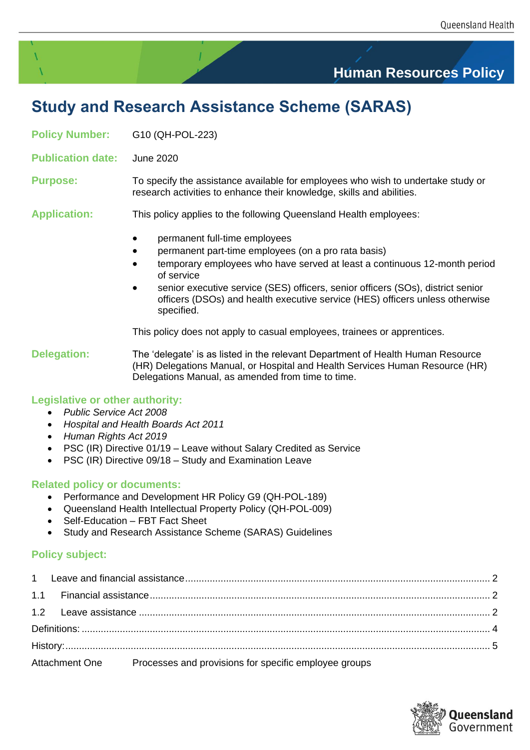Human Resources Policy

# Study and Research Assistance Scheme (SARAS)

**Policy Number:** G10 (QH-POL-223)

**Publication date:** June 2020

**Purpose:** To specify the assistance available for employees who wish to undertake study or research activities to enhance their knowledge, skills and abilities.

**Application:** This policy applies to the following Queensland Health employees:

- permanent full-time employees
- permanent part-time employees (on a pro rata basis)
- temporary employees who have served at least a continuous 12-month period of service
- senior executive service (SES) officers, senior officers (SOs), district senior officers (DSOs) and health executive service (HES) officers unless otherwise specified.

This policy does not apply to casual employees, trainees or apprentices.

**Delegation:** The 'delegate' is as listed in the relevant Department of Health Human Resource (HR) Delegations Manual, or Hospital and Health Services Human Resource (HR) Delegations Manual, as amended from time to time.

## Legislative or other authority:

- *Public Service Act 2008*
- *Hospital and Health Boards Act 2011*
- *Human Rights Act 2019*
- PSC (IR) Directive 01/19 – Leave without Salary Credited as Service
- PSC (IR) Directive 09/18 – Study and Examination Leave

## Related policy or documents:

- Performance and Development HR Policy G9 (QH-POL-189)
- Queensland Health Intellectual Property Policy (QH-POL-009)
- Self-Education – FBT Fact Sheet
- Study and Research Assistance Scheme (SARAS) Guidelines

## Policy subject:

1 Leave and financial assistance ..... 2

1.1 Financial assistance ..... 2

1.2 Leave assistance ..... 2

Definitions: ..... 4

History: ..... 5

Attachment One — Processes and provisions for specific employee groups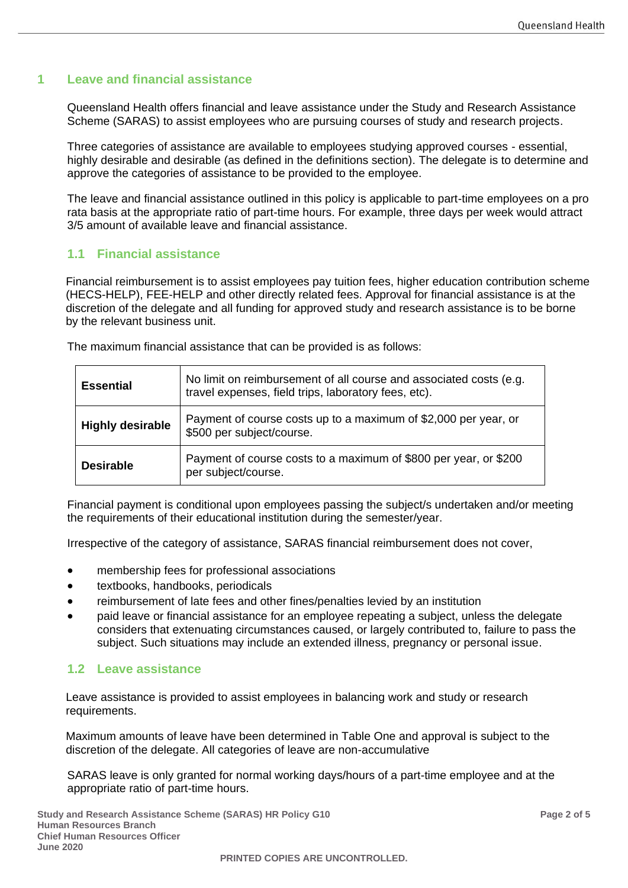# 1 Leave and financial assistance

Queensland Health offers financial and leave assistance under the Study and Research Assistance Scheme (SARAS) to assist employees who are pursuing courses of study and research projects.

Three categories of assistance are available to employees studying approved courses - essential, highly desirable and desirable (as defined in the definitions section). The delegate is to determine and approve the categories of assistance to be provided to the employee.

The leave and financial assistance outlined in this policy is applicable to part-time employees on a pro rata basis at the appropriate ratio of part-time hours. For example, three days per week would attract 3/5 amount of available leave and financial assistance.

## 1.1 Financial assistance

Financial reimbursement is to assist employees pay tuition fees, higher education contribution scheme (HECS-HELP), FEE-HELP and other directly related fees. Approval for financial assistance is at the discretion of the delegate and all funding for approved study and research assistance is to be borne by the relevant business unit.

The maximum financial assistance that can be provided is as follows:

| | |
|---|---|
| **Essential** | No limit on reimbursement of all course and associated costs (e.g. travel expenses, field trips, laboratory fees, etc). |
| **Highly desirable** | Payment of course costs up to a maximum of $2,000 per year, or $500 per subject/course. |
| **Desirable** | Payment of course costs to a maximum of $800 per year, or $200 per subject/course. |

Financial payment is conditional upon employees passing the subject/s undertaken and/or meeting the requirements of their educational institution during the semester/year.

Irrespective of the category of assistance, SARAS financial reimbursement does not cover,

- membership fees for professional associations
- textbooks, handbooks, periodicals
- reimbursement of late fees and other fines/penalties levied by an institution
- paid leave or financial assistance for an employee repeating a subject, unless the delegate considers that extenuating circumstances caused, or largely contributed to, failure to pass the subject. Such situations may include an extended illness, pregnancy or personal issue.

## 1.2 Leave assistance

Leave assistance is provided to assist employees in balancing work and study or research requirements.

Maximum amounts of leave have been determined in Table One and approval is subject to the discretion of the delegate. All categories of leave are non-accumulative

SARAS leave is only granted for normal working days/hours of a part-time employee and at the appropriate ratio of part-time hours.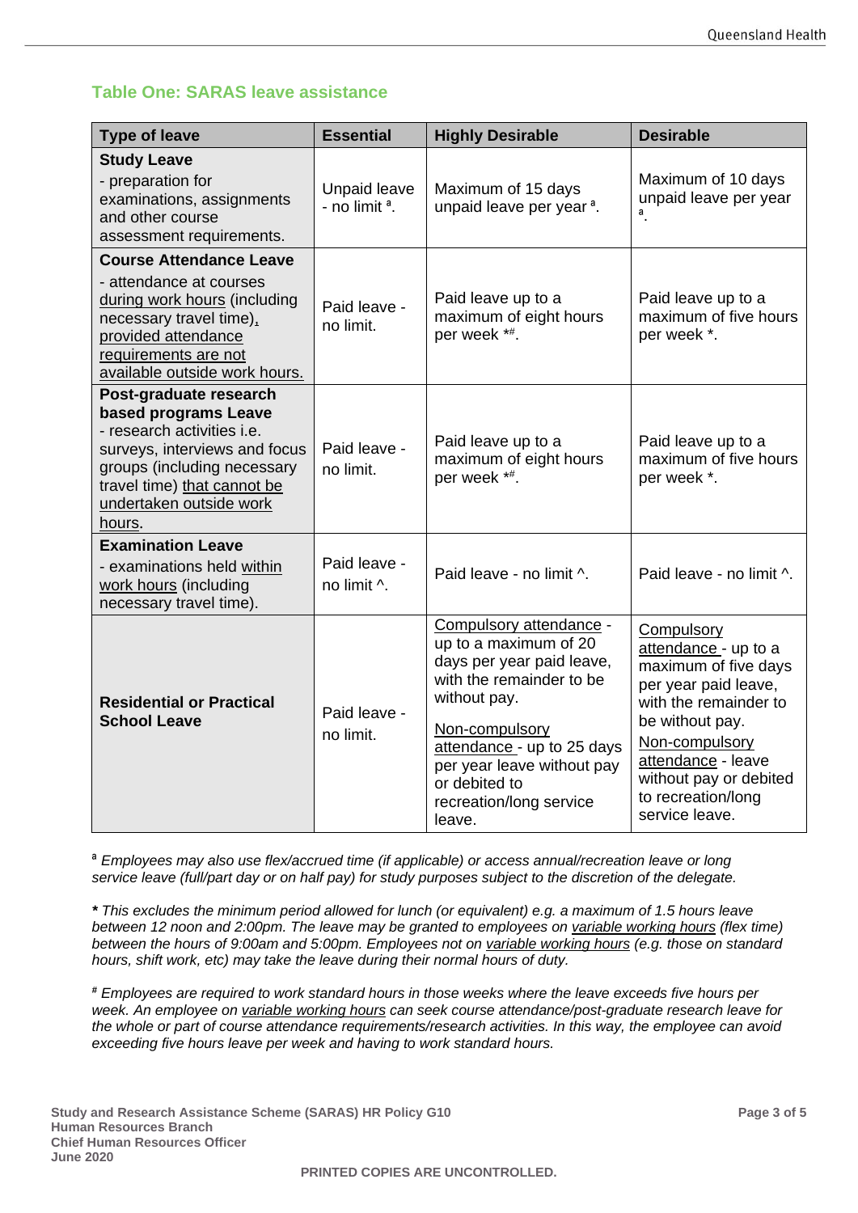### Table One: SARAS leave assistance

| Type of leave | Essential | Highly Desirable | Desirable |
|---|---|---|---|
| **Study Leave**<br>- preparation for examinations, assignments and other course assessment requirements. | Unpaid leave - no limit [a]. | Maximum of 15 days unpaid leave per year [a]. | Maximum of 10 days unpaid leave per year [a]. |
| **Course Attendance Leave**<br>- attendance at courses during work hours (including necessary travel time), provided attendance requirements are not available outside work hours. | Paid leave - no limit. | Paid leave up to a maximum of eight hours per week *#. | Paid leave up to a maximum of five hours per week *. |
| **Post-graduate research based programs Leave**<br>- research activities i.e. surveys, interviews and focus groups (including necessary travel time) that cannot be undertaken outside work hours. | Paid leave - no limit. | Paid leave up to a maximum of eight hours per week *#. | Paid leave up to a maximum of five hours per week *. |
| **Examination Leave**<br>- examinations held within work hours (including necessary travel time). | Paid leave - no limit ^. | Paid leave - no limit ^. | Paid leave - no limit ^. |
| **Residential or Practical School Leave** | Paid leave - no limit. | Compulsory attendance - up to a maximum of 20 days per year paid leave, with the remainder to be without pay.<br>Non-compulsory attendance - up to 25 days per year leave without pay or debited to recreation/long service leave. | Compulsory attendance - up to a maximum of five days per year paid leave, with the remainder to be without pay.<br>Non-compulsory attendance - leave without pay or debited to recreation/long service leave. |

[a] *Employees may also use flex/accrued time (if applicable) or access annual/recreation leave or long service leave (full/part day or on half pay) for study purposes subject to the discretion of the delegate.*

**\*** *This excludes the minimum period allowed for lunch (or equivalent) e.g. a maximum of 1.5 hours leave between 12 noon and 2:00pm. The leave may be granted to employees on variable working hours (flex time) between the hours of 9:00am and 5:00pm. Employees not on variable working hours (e.g. those on standard hours, shift work, etc) may take the leave during their normal hours of duty.*

[#] *Employees are required to work standard hours in those weeks where the leave exceeds five hours per week. An employee on variable working hours can seek course attendance/post-graduate research leave for the whole or part of course attendance requirements/research activities. In this way, the employee can avoid exceeding five hours leave per week and having to work standard hours.*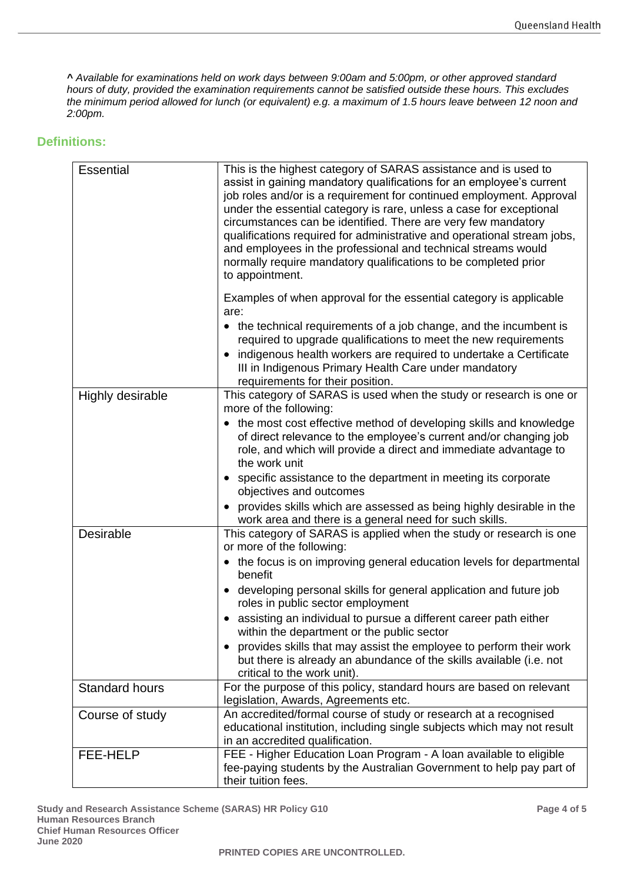*^ Available for examinations held on work days between 9:00am and 5:00pm, or other approved standard hours of duty, provided the examination requirements cannot be satisfied outside these hours. This excludes the minimum period allowed for lunch (or equivalent) e.g. a maximum of 1.5 hours leave between 12 noon and 2:00pm.*

## Definitions:

| | |
|---|---|
| Essential | This is the highest category of SARAS assistance and is used to assist in gaining mandatory qualifications for an employee's current job roles and/or is a requirement for continued employment. Approval under the essential category is rare, unless a case for exceptional circumstances can be identified. There are very few mandatory qualifications required for administrative and operational stream jobs, and employees in the professional and technical streams would normally require mandatory qualifications to be completed prior to appointment.<br><br>Examples of when approval for the essential category is applicable are:<br>• the technical requirements of a job change, and the incumbent is required to upgrade qualifications to meet the new requirements<br>• indigenous health workers are required to undertake a Certificate III in Indigenous Primary Health Care under mandatory requirements for their position. |
| Highly desirable | This category of SARAS is used when the study or research is one or more of the following:<br>• the most cost effective method of developing skills and knowledge of direct relevance to the employee's current and/or changing job role, and which will provide a direct and immediate advantage to the work unit<br>• specific assistance to the department in meeting its corporate objectives and outcomes<br>• provides skills which are assessed as being highly desirable in the work area and there is a general need for such skills. |
| Desirable | This category of SARAS is applied when the study or research is one or more of the following:<br>• the focus is on improving general education levels for departmental benefit<br>• developing personal skills for general application and future job roles in public sector employment<br>• assisting an individual to pursue a different career path either within the department or the public sector<br>• provides skills that may assist the employee to perform their work but there is already an abundance of the skills available (i.e. not critical to the work unit). |
| Standard hours | For the purpose of this policy, standard hours are based on relevant legislation, Awards, Agreements etc. |
| Course of study | An accredited/formal course of study or research at a recognised educational institution, including single subjects which may not result in an accredited qualification. |
| FEE-HELP | FEE - Higher Education Loan Program - A loan available to eligible fee-paying students by the Australian Government to help pay part of their tuition fees. |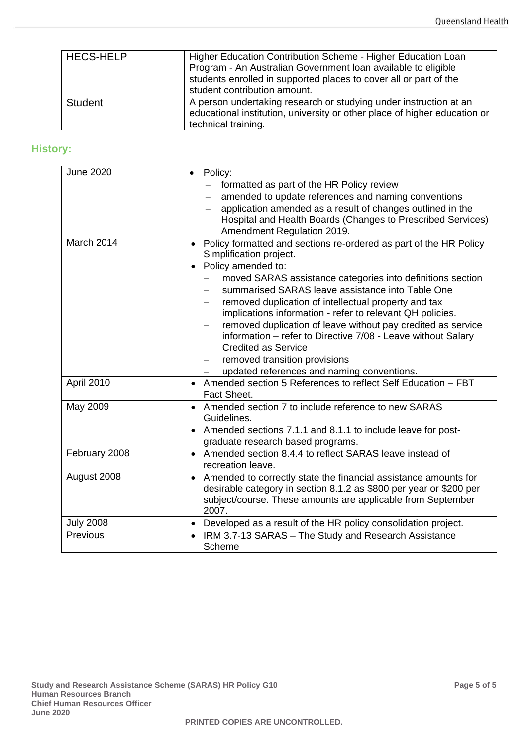| HECS-HELP | Higher Education Contribution Scheme - Higher Education Loan Program - An Australian Government loan available to eligible students enrolled in supported places to cover all or part of the student contribution amount. |
| --- | --- |
| Student | A person undertaking research or studying under instruction at an educational institution, university or other place of higher education or technical training. |

## History:

| Date | Details |
| --- | --- |
| June 2020 | • Policy:<br>– formatted as part of the HR Policy review<br>– amended to update references and naming conventions<br>– application amended as a result of changes outlined in the Hospital and Health Boards (Changes to Prescribed Services) Amendment Regulation 2019. |
| March 2014 | • Policy formatted and sections re-ordered as part of the HR Policy Simplification project.<br>• Policy amended to:<br>– moved SARAS assistance categories into definitions section<br>– summarised SARAS leave assistance into Table One<br>– removed duplication of intellectual property and tax implications information - refer to relevant QH policies.<br>– removed duplication of leave without pay credited as service information – refer to Directive 7/08 - Leave without Salary Credited as Service<br>– removed transition provisions<br>– updated references and naming conventions. |
| April 2010 | • Amended section 5 References to reflect Self Education – FBT Fact Sheet. |
| May 2009 | • Amended section 7 to include reference to new SARAS Guidelines.<br>• Amended sections 7.1.1 and 8.1.1 to include leave for post-graduate research based programs. |
| February 2008 | • Amended section 8.4.4 to reflect SARAS leave instead of recreation leave. |
| August 2008 | • Amended to correctly state the financial assistance amounts for desirable category in section 8.1.2 as $800 per year or $200 per subject/course. These amounts are applicable from September 2007. |
| July 2008 | • Developed as a result of the HR policy consolidation project. |
| Previous | • IRM 3.7-13 SARAS – The Study and Research Assistance Scheme |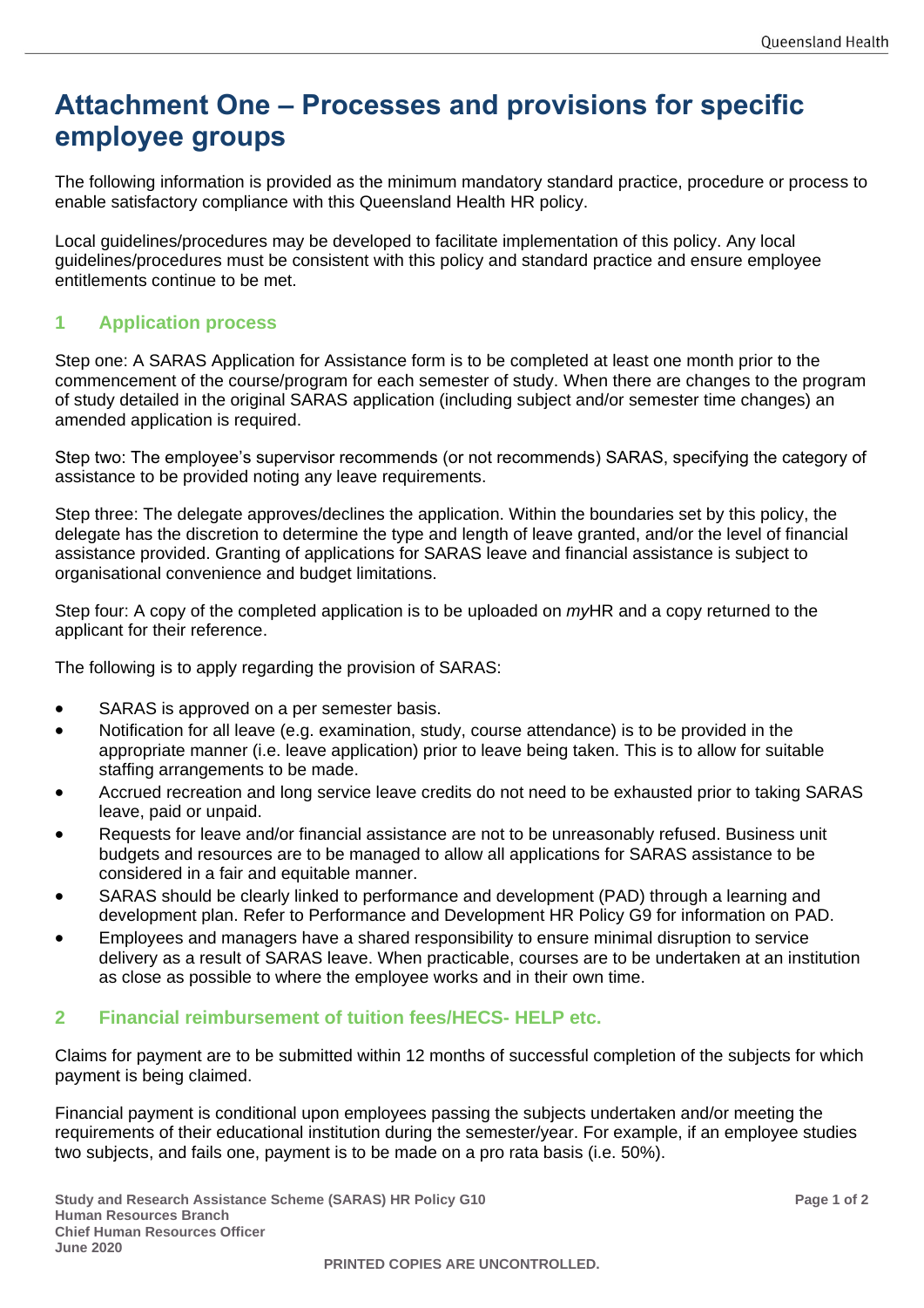# Attachment One – Processes and provisions for specific employee groups

The following information is provided as the minimum mandatory standard practice, procedure or process to enable satisfactory compliance with this Queensland Health HR policy.

Local guidelines/procedures may be developed to facilitate implementation of this policy. Any local guidelines/procedures must be consistent with this policy and standard practice and ensure employee entitlements continue to be met.

## 1 Application process

Step one: A SARAS Application for Assistance form is to be completed at least one month prior to the commencement of the course/program for each semester of study. When there are changes to the program of study detailed in the original SARAS application (including subject and/or semester time changes) an amended application is required.

Step two: The employee's supervisor recommends (or not recommends) SARAS, specifying the category of assistance to be provided noting any leave requirements.

Step three: The delegate approves/declines the application. Within the boundaries set by this policy, the delegate has the discretion to determine the type and length of leave granted, and/or the level of financial assistance provided. Granting of applications for SARAS leave and financial assistance is subject to organisational convenience and budget limitations.

Step four: A copy of the completed application is to be uploaded on *my*HR and a copy returned to the applicant for their reference.

The following is to apply regarding the provision of SARAS:

- SARAS is approved on a per semester basis.
- Notification for all leave (e.g. examination, study, course attendance) is to be provided in the appropriate manner (i.e. leave application) prior to leave being taken. This is to allow for suitable staffing arrangements to be made.
- Accrued recreation and long service leave credits do not need to be exhausted prior to taking SARAS leave, paid or unpaid.
- Requests for leave and/or financial assistance are not to be unreasonably refused. Business unit budgets and resources are to be managed to allow all applications for SARAS assistance to be considered in a fair and equitable manner.
- SARAS should be clearly linked to performance and development (PAD) through a learning and development plan. Refer to Performance and Development HR Policy G9 for information on PAD.
- Employees and managers have a shared responsibility to ensure minimal disruption to service delivery as a result of SARAS leave. When practicable, courses are to be undertaken at an institution as close as possible to where the employee works and in their own time.

## 2 Financial reimbursement of tuition fees/HECS- HELP etc.

Claims for payment are to be submitted within 12 months of successful completion of the subjects for which payment is being claimed.

Financial payment is conditional upon employees passing the subjects undertaken and/or meeting the requirements of their educational institution during the semester/year. For example, if an employee studies two subjects, and fails one, payment is to be made on a pro rata basis (i.e. 50%).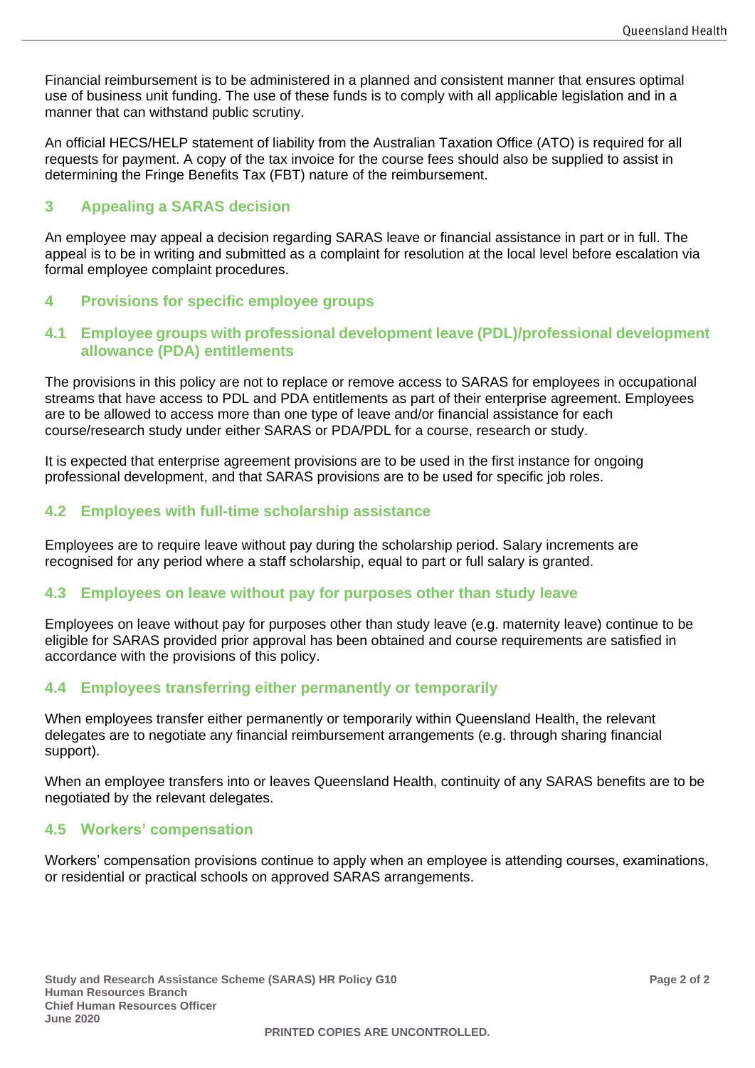Financial reimbursement is to be administered in a planned and consistent manner that ensures optimal use of business unit funding. The use of these funds is to comply with all applicable legislation and in a manner that can withstand public scrutiny.

An official HECS/HELP statement of liability from the Australian Taxation Office (ATO) is required for all requests for payment. A copy of the tax invoice for the course fees should also be supplied to assist in determining the Fringe Benefits Tax (FBT) nature of the reimbursement.

## 3 Appealing a SARAS decision

An employee may appeal a decision regarding SARAS leave or financial assistance in part or in full. The appeal is to be in writing and submitted as a complaint for resolution at the local level before escalation via formal employee complaint procedures.

## 4 Provisions for specific employee groups

### 4.1 Employee groups with professional development leave (PDL)/professional development allowance (PDA) entitlements

The provisions in this policy are not to replace or remove access to SARAS for employees in occupational streams that have access to PDL and PDA entitlements as part of their enterprise agreement. Employees are to be allowed to access more than one type of leave and/or financial assistance for each course/research study under either SARAS or PDA/PDL for a course, research or study.

It is expected that enterprise agreement provisions are to be used in the first instance for ongoing professional development, and that SARAS provisions are to be used for specific job roles.

### 4.2 Employees with full-time scholarship assistance

Employees are to require leave without pay during the scholarship period. Salary increments are recognised for any period where a staff scholarship, equal to part or full salary is granted.

### 4.3 Employees on leave without pay for purposes other than study leave

Employees on leave without pay for purposes other than study leave (e.g. maternity leave) continue to be eligible for SARAS provided prior approval has been obtained and course requirements are satisfied in accordance with the provisions of this policy.

### 4.4 Employees transferring either permanently or temporarily

When employees transfer either permanently or temporarily within Queensland Health, the relevant delegates are to negotiate any financial reimbursement arrangements (e.g. through sharing financial support).

When an employee transfers into or leaves Queensland Health, continuity of any SARAS benefits are to be negotiated by the relevant delegates.

### 4.5 Workers' compensation

Workers' compensation provisions continue to apply when an employee is attending courses, examinations, or residential or practical schools on approved SARAS arrangements.